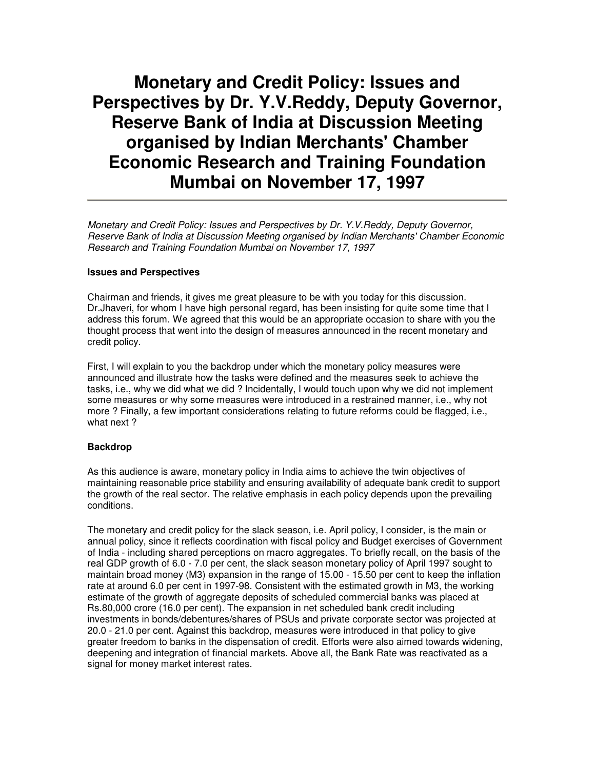# Monetary and Credit Policy: Issues and Perspectives by Dr. Y.V.Reddy, Deputy Governor, Reserve Bank of India at Discussion Meeting organised by Indian Merchants' Chamber Economic Research and Training Foundation Mumbai on November 17, 1997

*Monetary and Credit Policy: Issues and Perspectives by Dr. Y.V.Reddy, Deputy Governor, Reserve Bank of India at Discussion Meeting organised by Indian Merchants' Chamber Economic Research and Training Foundation Mumbai on November 17, 1997*

**Issues and Perspectives**

Chairman and friends, it gives me great pleasure to be with you today for this discussion. Dr.Jhaveri, for whom I have high personal regard, has been insisting for quite some time that I address this forum. We agreed that this would be an appropriate occasion to share with you the thought process that went into the design of measures announced in the recent monetary and credit policy.

First, I will explain to you the backdrop under which the monetary policy measures were announced and illustrate how the tasks were defined and the measures seek to achieve the tasks, i.e., why we did what we did ? Incidentally, I would touch upon why we did not implement some measures or why some measures were introduced in a restrained manner, i.e., why not more ? Finally, a few important considerations relating to future reforms could be flagged, i.e., what next ?

**Backdrop**

As this audience is aware, monetary policy in India aims to achieve the twin objectives of maintaining reasonable price stability and ensuring availability of adequate bank credit to support the growth of the real sector. The relative emphasis in each policy depends upon the prevailing conditions.

The monetary and credit policy for the slack season, i.e. April policy, I consider, is the main or annual policy, since it reflects coordination with fiscal policy and Budget exercises of Government of India - including shared perceptions on macro aggregates. To briefly recall, on the basis of the real GDP growth of 6.0 - 7.0 per cent, the slack season monetary policy of April 1997 sought to maintain broad money (M3) expansion in the range of 15.00 - 15.50 per cent to keep the inflation rate at around 6.0 per cent in 1997-98. Consistent with the estimated growth in M3, the working estimate of the growth of aggregate deposits of scheduled commercial banks was placed at Rs.80,000 crore (16.0 per cent). The expansion in net scheduled bank credit including investments in bonds/debentures/shares of PSUs and private corporate sector was projected at 20.0 - 21.0 per cent. Against this backdrop, measures were introduced in that policy to give greater freedom to banks in the dispensation of credit. Efforts were also aimed towards widening, deepening and integration of financial markets. Above all, the Bank Rate was reactivated as a signal for money market interest rates.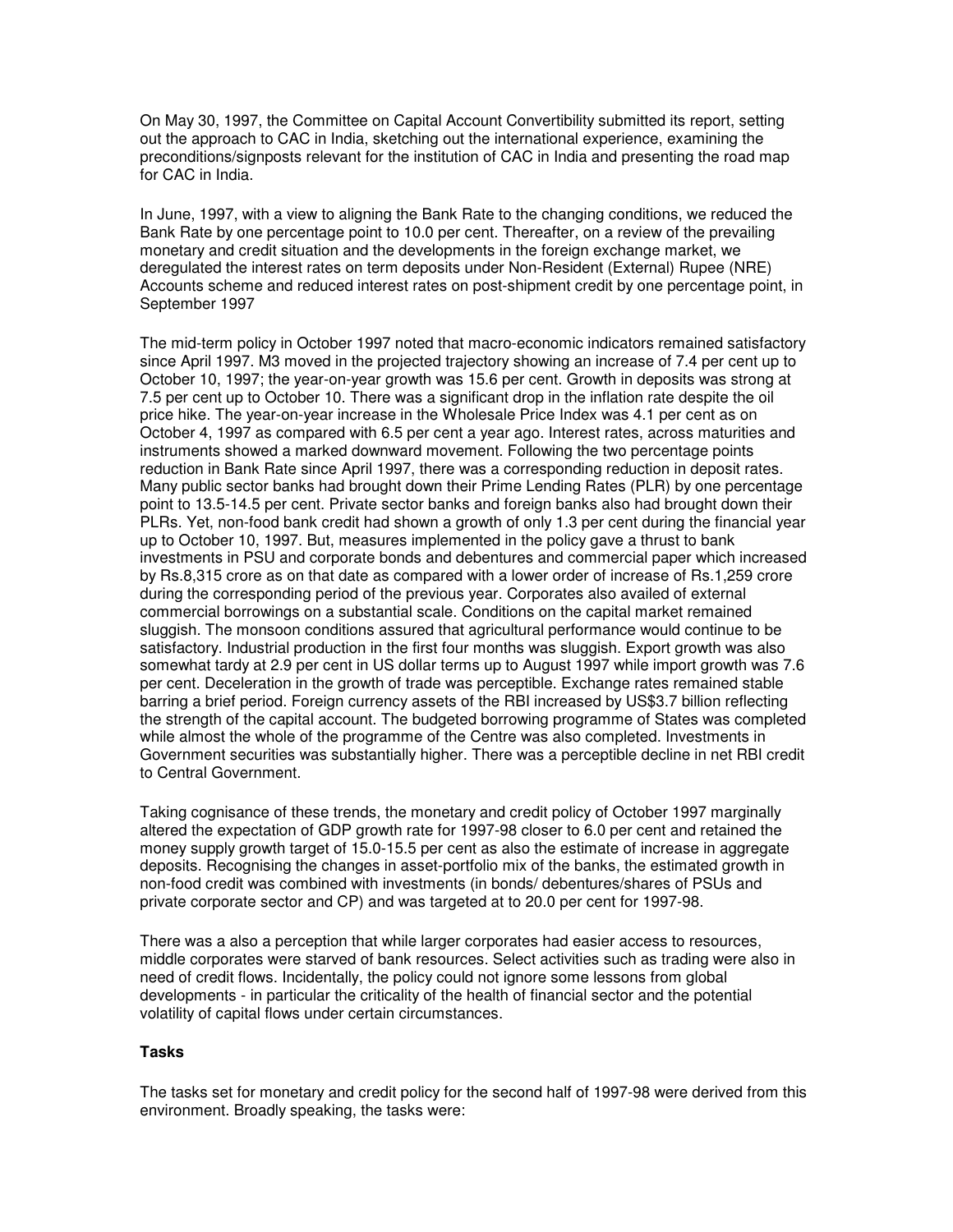On May 30, 1997, the Committee on Capital Account Convertibility submitted its report, setting out the approach to CAC in India, sketching out the international experience, examining the preconditions/signposts relevant for the institution of CAC in India and presenting the road map for CAC in India.

In June, 1997, with a view to aligning the Bank Rate to the changing conditions, we reduced the Bank Rate by one percentage point to 10.0 per cent. Thereafter, on a review of the prevailing monetary and credit situation and the developments in the foreign exchange market, we deregulated the interest rates on term deposits under Non-Resident (External) Rupee (NRE) Accounts scheme and reduced interest rates on post-shipment credit by one percentage point, in September 1997

The mid-term policy in October 1997 noted that macro-economic indicators remained satisfactory since April 1997. M3 moved in the projected trajectory showing an increase of 7.4 per cent up to October 10, 1997; the year-on-year growth was 15.6 per cent. Growth in deposits was strong at 7.5 per cent up to October 10. There was a significant drop in the inflation rate despite the oil price hike. The year-on-year increase in the Wholesale Price Index was 4.1 per cent as on October 4, 1997 as compared with 6.5 per cent a year ago. Interest rates, across maturities and instruments showed a marked downward movement. Following the two percentage points reduction in Bank Rate since April 1997, there was a corresponding reduction in deposit rates. Many public sector banks had brought down their Prime Lending Rates (PLR) by one percentage point to 13.5-14.5 per cent. Private sector banks and foreign banks also had brought down their PLRs. Yet, non-food bank credit had shown a growth of only 1.3 per cent during the financial year up to October 10, 1997. But, measures implemented in the policy gave a thrust to bank investments in PSU and corporate bonds and debentures and commercial paper which increased by Rs.8,315 crore as on that date as compared with a lower order of increase of Rs.1,259 crore during the corresponding period of the previous year. Corporates also availed of external commercial borrowings on a substantial scale. Conditions on the capital market remained sluggish. The monsoon conditions assured that agricultural performance would continue to be satisfactory. Industrial production in the first four months was sluggish. Export growth was also somewhat tardy at 2.9 per cent in US dollar terms up to August 1997 while import growth was 7.6 per cent. Deceleration in the growth of trade was perceptible. Exchange rates remained stable barring a brief period. Foreign currency assets of the RBI increased by US$3.7 billion reflecting the strength of the capital account. The budgeted borrowing programme of States was completed while almost the whole of the programme of the Centre was also completed. Investments in Government securities was substantially higher. There was a perceptible decline in net RBI credit to Central Government.

Taking cognisance of these trends, the monetary and credit policy of October 1997 marginally altered the expectation of GDP growth rate for 1997-98 closer to 6.0 per cent and retained the money supply growth target of 15.0-15.5 per cent as also the estimate of increase in aggregate deposits. Recognising the changes in asset-portfolio mix of the banks, the estimated growth in non-food credit was combined with investments (in bonds/ debentures/shares of PSUs and private corporate sector and CP) and was targeted at to 20.0 per cent for 1997-98.

There was a also a perception that while larger corporates had easier access to resources, middle corporates were starved of bank resources. Select activities such as trading were also in need of credit flows. Incidentally, the policy could not ignore some lessons from global developments - in particular the criticality of the health of financial sector and the potential volatility of capital flows under certain circumstances.

#### Tasks

The tasks set for monetary and credit policy for the second half of 1997-98 were derived from this environment. Broadly speaking, the tasks were: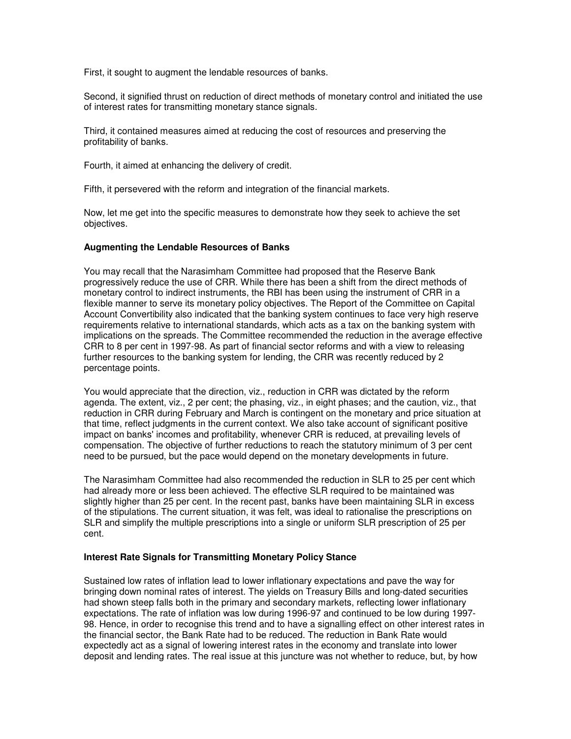First, it sought to augment the lendable resources of banks.

Second, it signified thrust on reduction of direct methods of monetary control and initiated the use of interest rates for transmitting monetary stance signals.

Third, it contained measures aimed at reducing the cost of resources and preserving the profitability of banks.

Fourth, it aimed at enhancing the delivery of credit.

Fifth, it persevered with the reform and integration of the financial markets.

Now, let me get into the specific measures to demonstrate how they seek to achieve the set objectives.

**Augmenting the Lendable Resources of Banks**

You may recall that the Narasimham Committee had proposed that the Reserve Bank progressively reduce the use of CRR. While there has been a shift from the direct methods of monetary control to indirect instruments, the RBI has been using the instrument of CRR in a flexible manner to serve its monetary policy objectives. The Report of the Committee on Capital Account Convertibility also indicated that the banking system continues to face very high reserve requirements relative to international standards, which acts as a tax on the banking system with implications on the spreads. The Committee recommended the reduction in the average effective CRR to 8 per cent in 1997-98. As part of financial sector reforms and with a view to releasing further resources to the banking system for lending, the CRR was recently reduced by 2 percentage points.

You would appreciate that the direction, viz., reduction in CRR was dictated by the reform agenda. The extent, viz., 2 per cent; the phasing, viz., in eight phases; and the caution, viz., that reduction in CRR during February and March is contingent on the monetary and price situation at that time, reflect judgments in the current context. We also take account of significant positive impact on banks' incomes and profitability, whenever CRR is reduced, at prevailing levels of compensation. The objective of further reductions to reach the statutory minimum of 3 per cent need to be pursued, but the pace would depend on the monetary developments in future.

The Narasimham Committee had also recommended the reduction in SLR to 25 per cent which had already more or less been achieved. The effective SLR required to be maintained was slightly higher than 25 per cent. In the recent past, banks have been maintaining SLR in excess of the stipulations. The current situation, it was felt, was ideal to rationalise the prescriptions on SLR and simplify the multiple prescriptions into a single or uniform SLR prescription of 25 per cent.

**Interest Rate Signals for Transmitting Monetary Policy Stance**

Sustained low rates of inflation lead to lower inflationary expectations and pave the way for bringing down nominal rates of interest. The yields on Treasury Bills and long-dated securities had shown steep falls both in the primary and secondary markets, reflecting lower inflationary expectations. The rate of inflation was low during 1996-97 and continued to be low during 1997-98. Hence, in order to recognise this trend and to have a signalling effect on other interest rates in the financial sector, the Bank Rate had to be reduced. The reduction in Bank Rate would expectedly act as a signal of lowering interest rates in the economy and translate into lower deposit and lending rates. The real issue at this juncture was not whether to reduce, but, by how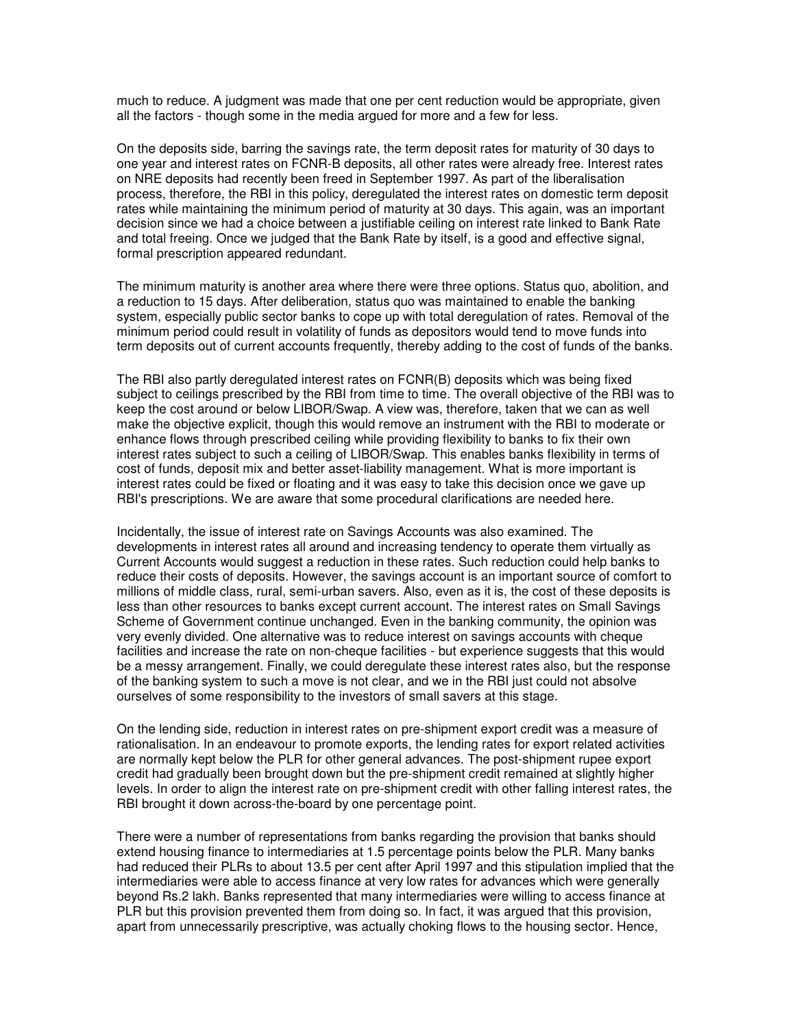much to reduce. A judgment was made that one per cent reduction would be appropriate, given all the factors - though some in the media argued for more and a few for less.

On the deposits side, barring the savings rate, the term deposit rates for maturity of 30 days to one year and interest rates on FCNR-B deposits, all other rates were already free. Interest rates on NRE deposits had recently been freed in September 1997. As part of the liberalisation process, therefore, the RBI in this policy, deregulated the interest rates on domestic term deposit rates while maintaining the minimum period of maturity at 30 days. This again, was an important decision since we had a choice between a justifiable ceiling on interest rate linked to Bank Rate and total freeing. Once we judged that the Bank Rate by itself, is a good and effective signal, formal prescription appeared redundant.

The minimum maturity is another area where there were three options. Status quo, abolition, and a reduction to 15 days. After deliberation, status quo was maintained to enable the banking system, especially public sector banks to cope up with total deregulation of rates. Removal of the minimum period could result in volatility of funds as depositors would tend to move funds into term deposits out of current accounts frequently, thereby adding to the cost of funds of the banks.

The RBI also partly deregulated interest rates on FCNR(B) deposits which was being fixed subject to ceilings prescribed by the RBI from time to time. The overall objective of the RBI was to keep the cost around or below LIBOR/Swap. A view was, therefore, taken that we can as well make the objective explicit, though this would remove an instrument with the RBI to moderate or enhance flows through prescribed ceiling while providing flexibility to banks to fix their own interest rates subject to such a ceiling of LIBOR/Swap. This enables banks flexibility in terms of cost of funds, deposit mix and better asset-liability management. What is more important is interest rates could be fixed or floating and it was easy to take this decision once we gave up RBI's prescriptions. We are aware that some procedural clarifications are needed here.

Incidentally, the issue of interest rate on Savings Accounts was also examined. The developments in interest rates all around and increasing tendency to operate them virtually as Current Accounts would suggest a reduction in these rates. Such reduction could help banks to reduce their costs of deposits. However, the savings account is an important source of comfort to millions of middle class, rural, semi-urban savers. Also, even as it is, the cost of these deposits is less than other resources to banks except current account. The interest rates on Small Savings Scheme of Government continue unchanged. Even in the banking community, the opinion was very evenly divided. One alternative was to reduce interest on savings accounts with cheque facilities and increase the rate on non-cheque facilities - but experience suggests that this would be a messy arrangement. Finally, we could deregulate these interest rates also, but the response of the banking system to such a move is not clear, and we in the RBI just could not absolve ourselves of some responsibility to the investors of small savers at this stage.

On the lending side, reduction in interest rates on pre-shipment export credit was a measure of rationalisation. In an endeavour to promote exports, the lending rates for export related activities are normally kept below the PLR for other general advances. The post-shipment rupee export credit had gradually been brought down but the pre-shipment credit remained at slightly higher levels. In order to align the interest rate on pre-shipment credit with other falling interest rates, the RBI brought it down across-the-board by one percentage point.

There were a number of representations from banks regarding the provision that banks should extend housing finance to intermediaries at 1.5 percentage points below the PLR. Many banks had reduced their PLRs to about 13.5 per cent after April 1997 and this stipulation implied that the intermediaries were able to access finance at very low rates for advances which were generally beyond Rs.2 lakh. Banks represented that many intermediaries were willing to access finance at PLR but this provision prevented them from doing so. In fact, it was argued that this provision, apart from unnecessarily prescriptive, was actually choking flows to the housing sector. Hence,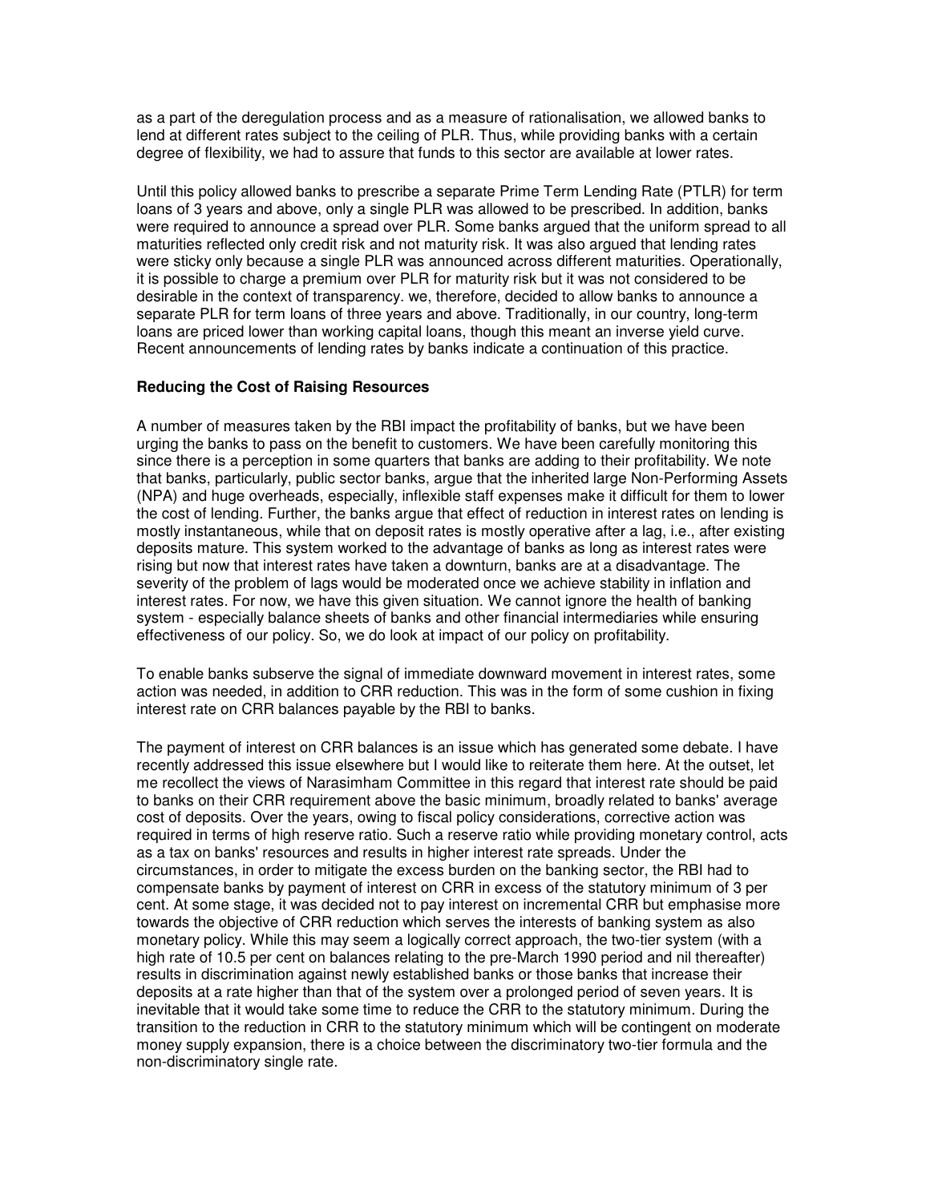as a part of the deregulation process and as a measure of rationalisation, we allowed banks to lend at different rates subject to the ceiling of PLR. Thus, while providing banks with a certain degree of flexibility, we had to assure that funds to this sector are available at lower rates.

Until this policy allowed banks to prescribe a separate Prime Term Lending Rate (PTLR) for term loans of 3 years and above, only a single PLR was allowed to be prescribed. In addition, banks were required to announce a spread over PLR. Some banks argued that the uniform spread to all maturities reflected only credit risk and not maturity risk. It was also argued that lending rates were sticky only because a single PLR was announced across different maturities. Operationally, it is possible to charge a premium over PLR for maturity risk but it was not considered to be desirable in the context of transparency. we, therefore, decided to allow banks to announce a separate PLR for term loans of three years and above. Traditionally, in our country, long-term loans are priced lower than working capital loans, though this meant an inverse yield curve. Recent announcements of lending rates by banks indicate a continuation of this practice.

**Reducing the Cost of Raising Resources**

A number of measures taken by the RBI impact the profitability of banks, but we have been urging the banks to pass on the benefit to customers. We have been carefully monitoring this since there is a perception in some quarters that banks are adding to their profitability. We note that banks, particularly, public sector banks, argue that the inherited large Non-Performing Assets (NPA) and huge overheads, especially, inflexible staff expenses make it difficult for them to lower the cost of lending. Further, the banks argue that effect of reduction in interest rates on lending is mostly instantaneous, while that on deposit rates is mostly operative after a lag, i.e., after existing deposits mature. This system worked to the advantage of banks as long as interest rates were rising but now that interest rates have taken a downturn, banks are at a disadvantage. The severity of the problem of lags would be moderated once we achieve stability in inflation and interest rates. For now, we have this given situation. We cannot ignore the health of banking system - especially balance sheets of banks and other financial intermediaries while ensuring effectiveness of our policy. So, we do look at impact of our policy on profitability.

To enable banks subserve the signal of immediate downward movement in interest rates, some action was needed, in addition to CRR reduction. This was in the form of some cushion in fixing interest rate on CRR balances payable by the RBI to banks.

The payment of interest on CRR balances is an issue which has generated some debate. I have recently addressed this issue elsewhere but I would like to reiterate them here. At the outset, let me recollect the views of Narasimham Committee in this regard that interest rate should be paid to banks on their CRR requirement above the basic minimum, broadly related to banks' average cost of deposits. Over the years, owing to fiscal policy considerations, corrective action was required in terms of high reserve ratio. Such a reserve ratio while providing monetary control, acts as a tax on banks' resources and results in higher interest rate spreads. Under the circumstances, in order to mitigate the excess burden on the banking sector, the RBI had to compensate banks by payment of interest on CRR in excess of the statutory minimum of 3 per cent. At some stage, it was decided not to pay interest on incremental CRR but emphasise more towards the objective of CRR reduction which serves the interests of banking system as also monetary policy. While this may seem a logically correct approach, the two-tier system (with a high rate of 10.5 per cent on balances relating to the pre-March 1990 period and nil thereafter) results in discrimination against newly established banks or those banks that increase their deposits at a rate higher than that of the system over a prolonged period of seven years. It is inevitable that it would take some time to reduce the CRR to the statutory minimum. During the transition to the reduction in CRR to the statutory minimum which will be contingent on moderate money supply expansion, there is a choice between the discriminatory two-tier formula and the non-discriminatory single rate.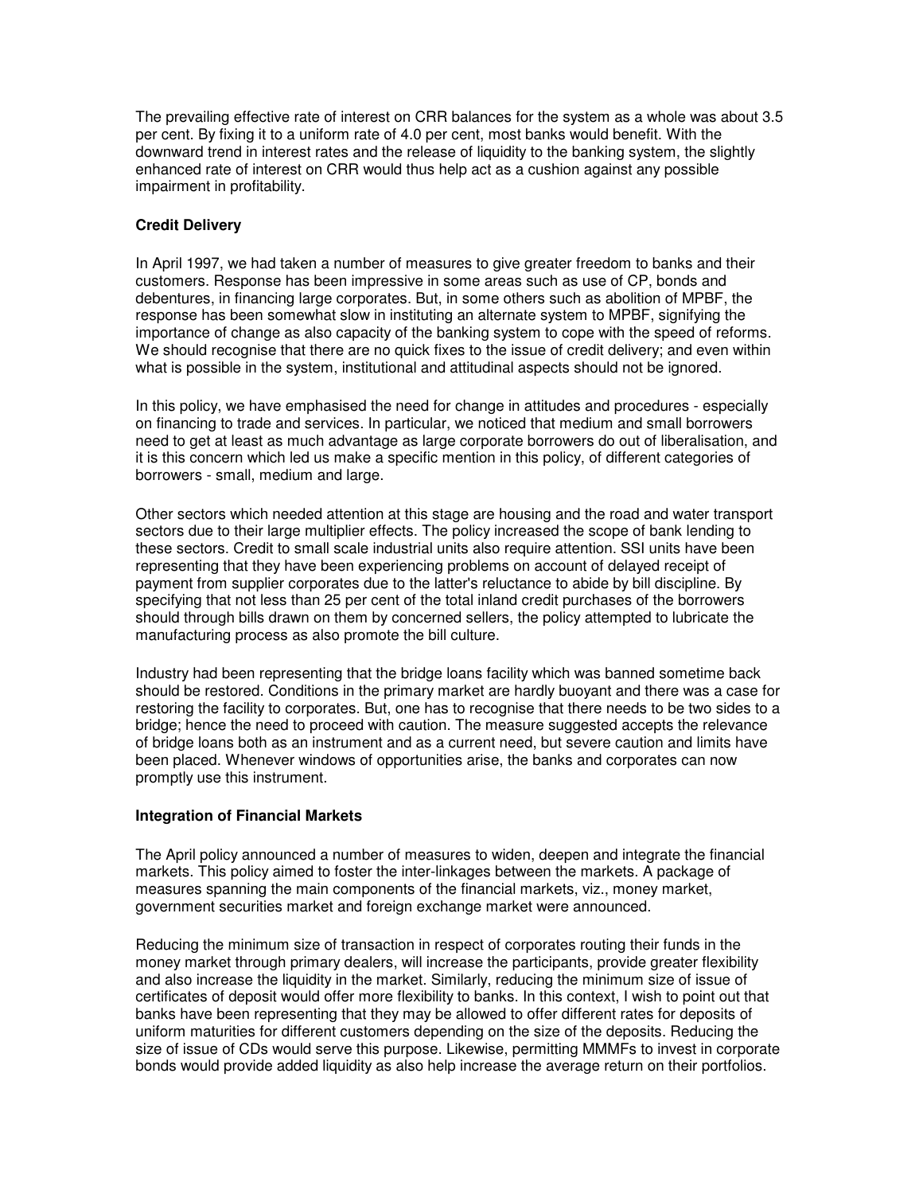The prevailing effective rate of interest on CRR balances for the system as a whole was about 3.5 per cent. By fixing it to a uniform rate of 4.0 per cent, most banks would benefit. With the downward trend in interest rates and the release of liquidity to the banking system, the slightly enhanced rate of interest on CRR would thus help act as a cushion against any possible impairment in profitability.

**Credit Delivery**

In April 1997, we had taken a number of measures to give greater freedom to banks and their customers. Response has been impressive in some areas such as use of CP, bonds and debentures, in financing large corporates. But, in some others such as abolition of MPBF, the response has been somewhat slow in instituting an alternate system to MPBF, signifying the importance of change as also capacity of the banking system to cope with the speed of reforms. We should recognise that there are no quick fixes to the issue of credit delivery; and even within what is possible in the system, institutional and attitudinal aspects should not be ignored.

In this policy, we have emphasised the need for change in attitudes and procedures - especially on financing to trade and services. In particular, we noticed that medium and small borrowers need to get at least as much advantage as large corporate borrowers do out of liberalisation, and it is this concern which led us make a specific mention in this policy, of different categories of borrowers - small, medium and large.

Other sectors which needed attention at this stage are housing and the road and water transport sectors due to their large multiplier effects. The policy increased the scope of bank lending to these sectors. Credit to small scale industrial units also require attention. SSI units have been representing that they have been experiencing problems on account of delayed receipt of payment from supplier corporates due to the latter's reluctance to abide by bill discipline. By specifying that not less than 25 per cent of the total inland credit purchases of the borrowers should through bills drawn on them by concerned sellers, the policy attempted to lubricate the manufacturing process as also promote the bill culture.

Industry had been representing that the bridge loans facility which was banned sometime back should be restored. Conditions in the primary market are hardly buoyant and there was a case for restoring the facility to corporates. But, one has to recognise that there needs to be two sides to a bridge; hence the need to proceed with caution. The measure suggested accepts the relevance of bridge loans both as an instrument and as a current need, but severe caution and limits have been placed. Whenever windows of opportunities arise, the banks and corporates can now promptly use this instrument.

**Integration of Financial Markets**

The April policy announced a number of measures to widen, deepen and integrate the financial markets. This policy aimed to foster the inter-linkages between the markets. A package of measures spanning the main components of the financial markets, viz., money market, government securities market and foreign exchange market were announced.

Reducing the minimum size of transaction in respect of corporates routing their funds in the money market through primary dealers, will increase the participants, provide greater flexibility and also increase the liquidity in the market. Similarly, reducing the minimum size of issue of certificates of deposit would offer more flexibility to banks. In this context, I wish to point out that banks have been representing that they may be allowed to offer different rates for deposits of uniform maturities for different customers depending on the size of the deposits. Reducing the size of issue of CDs would serve this purpose. Likewise, permitting MMMFs to invest in corporate bonds would provide added liquidity as also help increase the average return on their portfolios.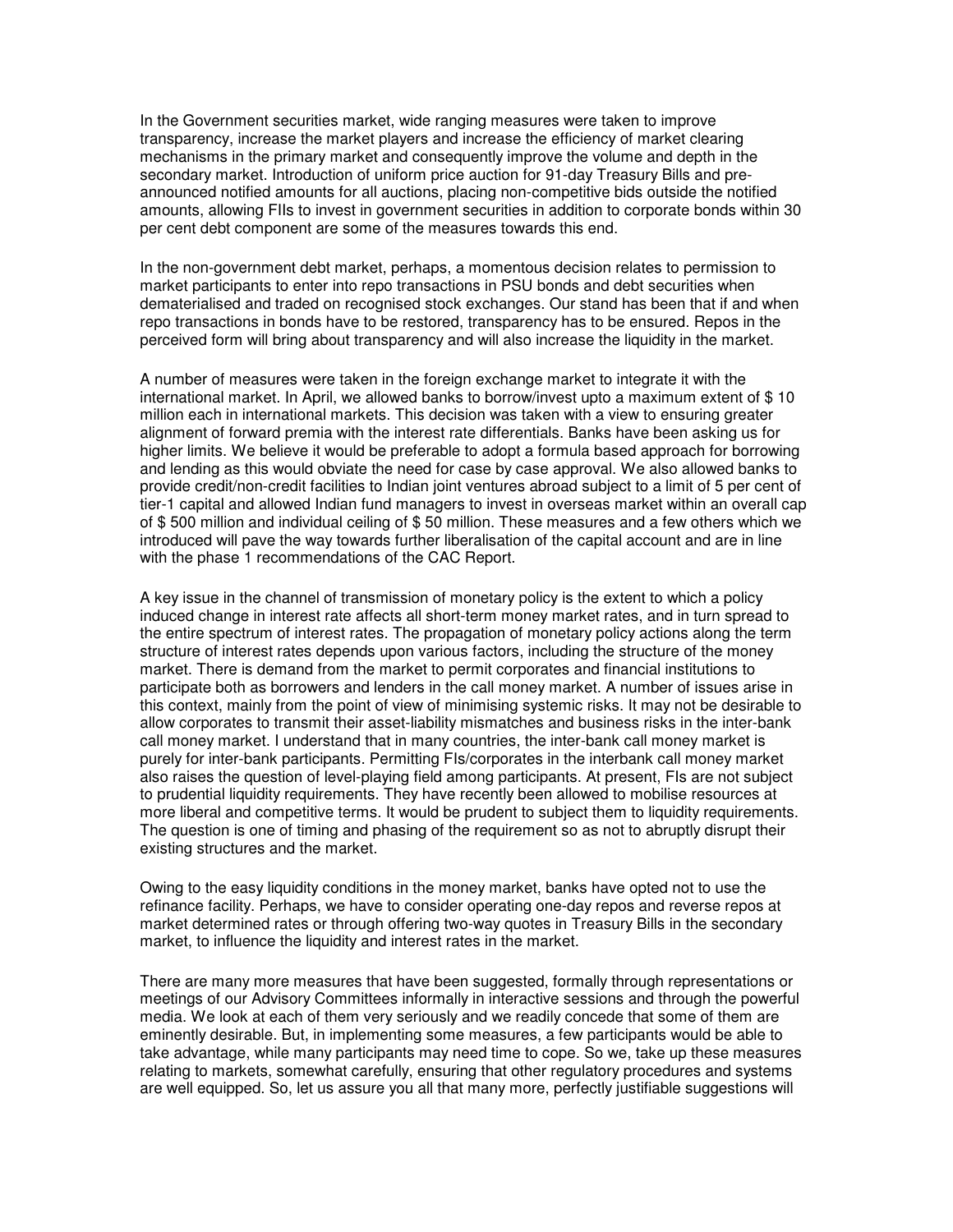In the Government securities market, wide ranging measures were taken to improve transparency, increase the market players and increase the efficiency of market clearing mechanisms in the primary market and consequently improve the volume and depth in the secondary market. Introduction of uniform price auction for 91-day Treasury Bills and pre-announced notified amounts for all auctions, placing non-competitive bids outside the notified amounts, allowing FIIs to invest in government securities in addition to corporate bonds within 30 per cent debt component are some of the measures towards this end.

In the non-government debt market, perhaps, a momentous decision relates to permission to market participants to enter into repo transactions in PSU bonds and debt securities when dematerialised and traded on recognised stock exchanges. Our stand has been that if and when repo transactions in bonds have to be restored, transparency has to be ensured. Repos in the perceived form will bring about transparency and will also increase the liquidity in the market.

A number of measures were taken in the foreign exchange market to integrate it with the international market. In April, we allowed banks to borrow/invest upto a maximum extent of $ 10 million each in international markets. This decision was taken with a view to ensuring greater alignment of forward premia with the interest rate differentials. Banks have been asking us for higher limits. We believe it would be preferable to adopt a formula based approach for borrowing and lending as this would obviate the need for case by case approval. We also allowed banks to provide credit/non-credit facilities to Indian joint ventures abroad subject to a limit of 5 per cent of tier-1 capital and allowed Indian fund managers to invest in overseas market within an overall cap of $ 500 million and individual ceiling of $ 50 million. These measures and a few others which we introduced will pave the way towards further liberalisation of the capital account and are in line with the phase 1 recommendations of the CAC Report.

A key issue in the channel of transmission of monetary policy is the extent to which a policy induced change in interest rate affects all short-term money market rates, and in turn spread to the entire spectrum of interest rates. The propagation of monetary policy actions along the term structure of interest rates depends upon various factors, including the structure of the money market. There is demand from the market to permit corporates and financial institutions to participate both as borrowers and lenders in the call money market. A number of issues arise in this context, mainly from the point of view of minimising systemic risks. It may not be desirable to allow corporates to transmit their asset-liability mismatches and business risks in the inter-bank call money market. I understand that in many countries, the inter-bank call money market is purely for inter-bank participants. Permitting FIs/corporates in the interbank call money market also raises the question of level-playing field among participants. At present, FIs are not subject to prudential liquidity requirements. They have recently been allowed to mobilise resources at more liberal and competitive terms. It would be prudent to subject them to liquidity requirements. The question is one of timing and phasing of the requirement so as not to abruptly disrupt their existing structures and the market.

Owing to the easy liquidity conditions in the money market, banks have opted not to use the refinance facility. Perhaps, we have to consider operating one-day repos and reverse repos at market determined rates or through offering two-way quotes in Treasury Bills in the secondary market, to influence the liquidity and interest rates in the market.

There are many more measures that have been suggested, formally through representations or meetings of our Advisory Committees informally in interactive sessions and through the powerful media. We look at each of them very seriously and we readily concede that some of them are eminently desirable. But, in implementing some measures, a few participants would be able to take advantage, while many participants may need time to cope. So we, take up these measures relating to markets, somewhat carefully, ensuring that other regulatory procedures and systems are well equipped. So, let us assure you all that many more, perfectly justifiable suggestions will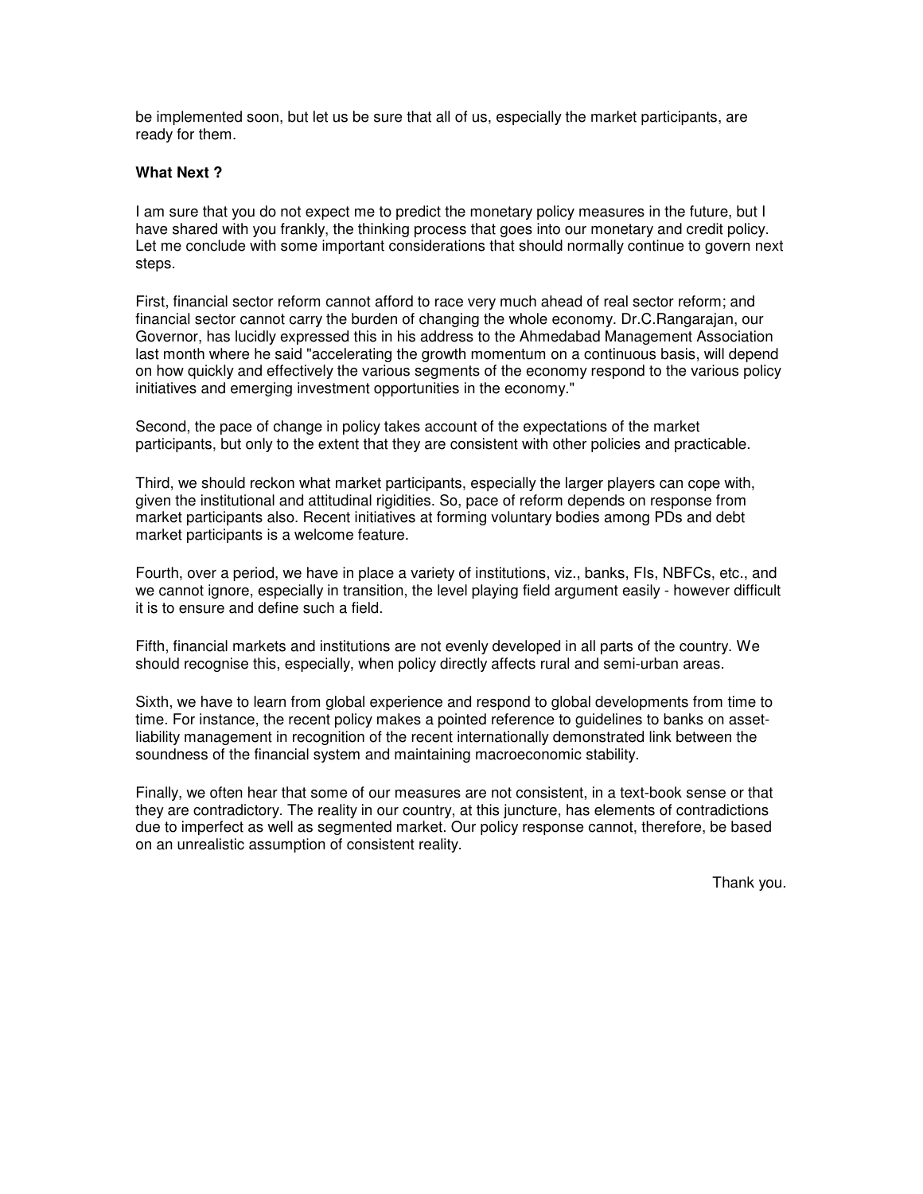be implemented soon, but let us be sure that all of us, especially the market participants, are ready for them.

**What Next ?**

I am sure that you do not expect me to predict the monetary policy measures in the future, but I have shared with you frankly, the thinking process that goes into our monetary and credit policy. Let me conclude with some important considerations that should normally continue to govern next steps.

First, financial sector reform cannot afford to race very much ahead of real sector reform; and financial sector cannot carry the burden of changing the whole economy. Dr.C.Rangarajan, our Governor, has lucidly expressed this in his address to the Ahmedabad Management Association last month where he said "accelerating the growth momentum on a continuous basis, will depend on how quickly and effectively the various segments of the economy respond to the various policy initiatives and emerging investment opportunities in the economy."

Second, the pace of change in policy takes account of the expectations of the market participants, but only to the extent that they are consistent with other policies and practicable.

Third, we should reckon what market participants, especially the larger players can cope with, given the institutional and attitudinal rigidities. So, pace of reform depends on response from market participants also. Recent initiatives at forming voluntary bodies among PDs and debt market participants is a welcome feature.

Fourth, over a period, we have in place a variety of institutions, viz., banks, FIs, NBFCs, etc., and we cannot ignore, especially in transition, the level playing field argument easily - however difficult it is to ensure and define such a field.

Fifth, financial markets and institutions are not evenly developed in all parts of the country. We should recognise this, especially, when policy directly affects rural and semi-urban areas.

Sixth, we have to learn from global experience and respond to global developments from time to time. For instance, the recent policy makes a pointed reference to guidelines to banks on asset-liability management in recognition of the recent internationally demonstrated link between the soundness of the financial system and maintaining macroeconomic stability.

Finally, we often hear that some of our measures are not consistent, in a text-book sense or that they are contradictory. The reality in our country, at this juncture, has elements of contradictions due to imperfect as well as segmented market. Our policy response cannot, therefore, be based on an unrealistic assumption of consistent reality.

Thank you.